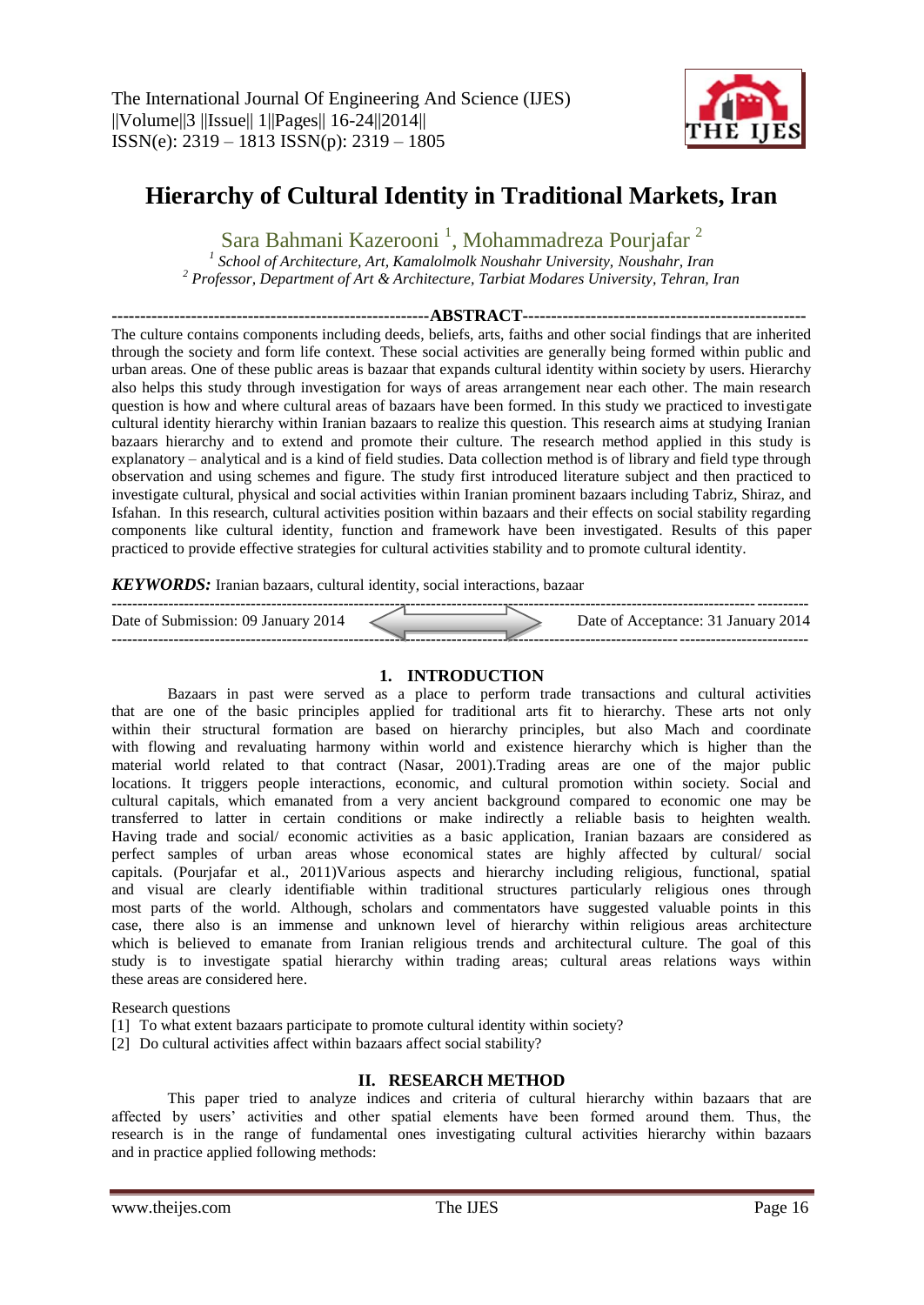# Hierarchy of Cultural Identity in Traditional Markets, Iran

Sara Bahmani Kazerooni [1], Mohammadreza Pourjafar [2]

[1] *School of Architecture, Art, Kamalolmolk Noushahr University, Noushahr, Iran*
[2] *Professor, Department of Art & Architecture, Tarbiat Modares University, Tehran, Iran*

## ABSTRACT

The culture contains components including deeds, beliefs, arts, faiths and other social findings that are inherited through the society and form life context. These social activities are generally being formed within public and urban areas. One of these public areas is bazaar that expands cultural identity within society by users. Hierarchy also helps this study through investigation for ways of areas arrangement near each other. The main research question is how and where cultural areas of bazaars have been formed. In this study we practiced to investigate cultural identity hierarchy within Iranian bazaars to realize this question. This research aims at studying Iranian bazaars hierarchy and to extend and promote their culture. The research method applied in this study is explanatory – analytical and is a kind of field studies. Data collection method is of library and field type through observation and using schemes and figure. The study first introduced literature subject and then practiced to investigate cultural, physical and social activities within Iranian prominent bazaars including Tabriz, Shiraz, and Isfahan. In this research, cultural activities position within bazaars and their effects on social stability regarding components like cultural identity, function and framework have been investigated. Results of this paper practiced to provide effective strategies for cultural activities stability and to promote cultural identity.

***KEYWORDS:*** Iranian bazaars, cultural identity, social interactions, bazaar

Date of Submission: 09 January 2014 — Date of Acceptance: 31 January 2014

## 1. INTRODUCTION

Bazaars in past were served as a place to perform trade transactions and cultural activities that are one of the basic principles applied for traditional arts fit to hierarchy. These arts not only within their structural formation are based on hierarchy principles, but also Mach and coordinate with flowing and revaluating harmony within world and existence hierarchy which is higher than the material world related to that contract (Nasar, 2001).Trading areas are one of the major public locations. It triggers people interactions, economic, and cultural promotion within society. Social and cultural capitals, which emanated from a very ancient background compared to economic one may be transferred to latter in certain conditions or make indirectly a reliable basis to heighten wealth. Having trade and social/ economic activities as a basic application, Iranian bazaars are considered as perfect samples of urban areas whose economical states are highly affected by cultural/ social capitals. (Pourjafar et al., 2011)Various aspects and hierarchy including religious, functional, spatial and visual are clearly identifiable within traditional structures particularly religious ones through most parts of the world. Although, scholars and commentators have suggested valuable points in this case, there also is an immense and unknown level of hierarchy within religious areas architecture which is believed to emanate from Iranian religious trends and architectural culture. The goal of this study is to investigate spatial hierarchy within trading areas; cultural areas relations ways within these areas are considered here.

Research questions

[1] To what extent bazaars participate to promote cultural identity within society?

[2] Do cultural activities affect within bazaars affect social stability?

## II. RESEARCH METHOD

This paper tried to analyze indices and criteria of cultural hierarchy within bazaars that are affected by users' activities and other spatial elements have been formed around them. Thus, the research is in the range of fundamental ones investigating cultural activities hierarchy within bazaars and in practice applied following methods: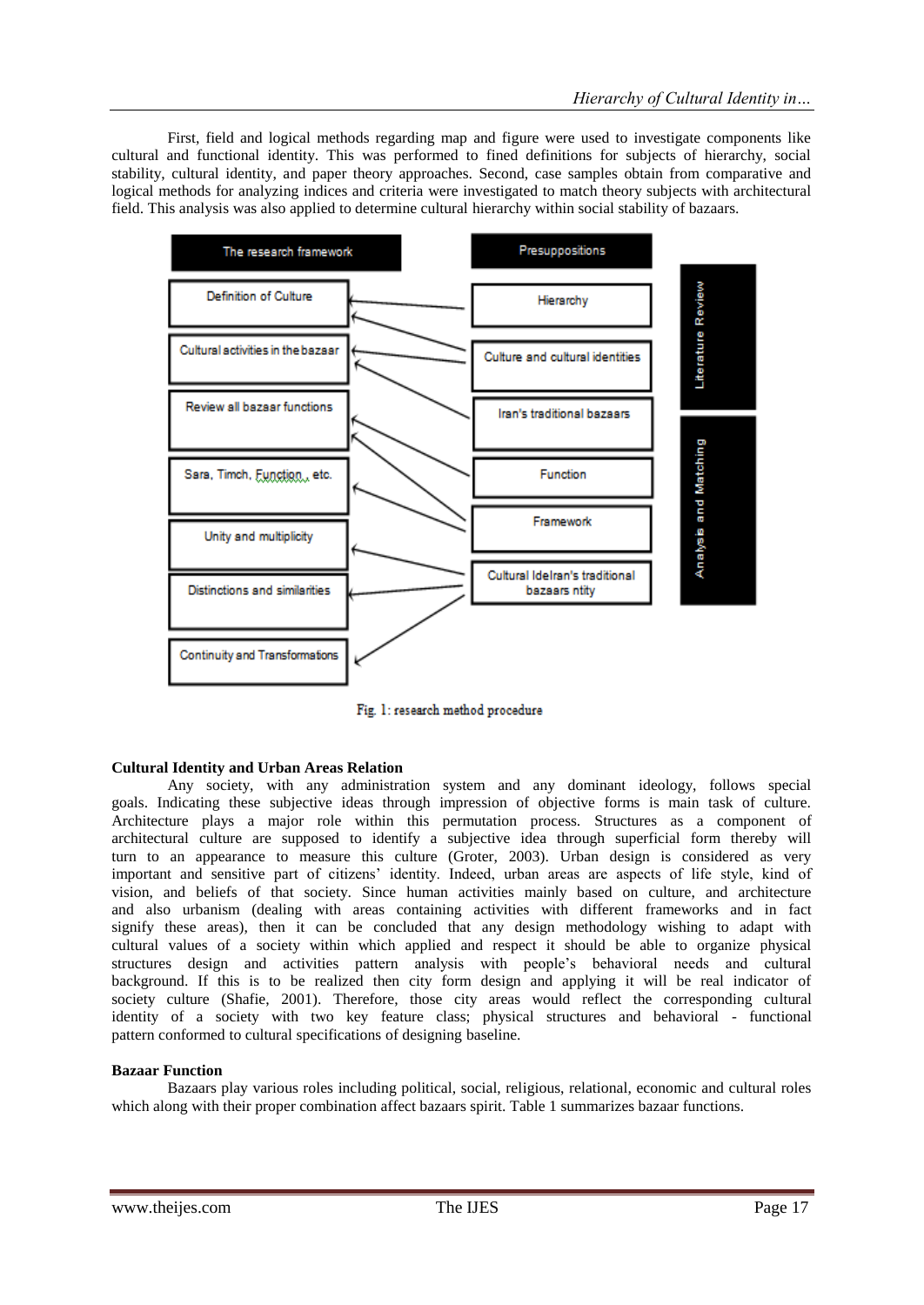First, field and logical methods regarding map and figure were used to investigate components like cultural and functional identity. This was performed to fined definitions for subjects of hierarchy, social stability, cultural identity, and paper theory approaches. Second, case samples obtain from comparative and logical methods for analyzing indices and criteria were investigated to match theory subjects with architectural field. This analysis was also applied to determine cultural hierarchy within social stability of bazaars.

| The research framework | Presuppositions | |
|---|---|---|
| Definition of Culture | Hierarchy | Literature Review |
| Cultural activities in the bazaar | Culture and cultural identities | |
| Review all bazaar functions | Iran's traditional bazaars | |
| Sara, Timch, Function, etc. | Function | Analysis and Matching |
| Unity and multiplicity | Framework | |
| Distinctions and similarities | Cultural IdeIran's traditional bazaars ntity | |
| Continuity and Transformations | | |

Fig. 1: research method procedure

## Cultural Identity and Urban Areas Relation

Any society, with any administration system and any dominant ideology, follows special goals. Indicating these subjective ideas through impression of objective forms is main task of culture. Architecture plays a major role within this permutation process. Structures as a component of architectural culture are supposed to identify a subjective idea through superficial form thereby will turn to an appearance to measure this culture (Groter, 2003). Urban design is considered as very important and sensitive part of citizens' identity. Indeed, urban areas are aspects of life style, kind of vision, and beliefs of that society. Since human activities mainly based on culture, and architecture and also urbanism (dealing with areas containing activities with different frameworks and in fact signify these areas), then it can be concluded that any design methodology wishing to adapt with cultural values of a society within which applied and respect it should be able to organize physical structures design and activities pattern analysis with people's behavioral needs and cultural background. If this is to be realized then city form design and applying it will be real indicator of society culture (Shafie, 2001). Therefore, those city areas would reflect the corresponding cultural identity of a society with two key feature class; physical structures and behavioral - functional pattern conformed to cultural specifications of designing baseline.

## Bazaar Function

Bazaars play various roles including political, social, religious, relational, economic and cultural roles which along with their proper combination affect bazaars spirit. Table 1 summarizes bazaar functions.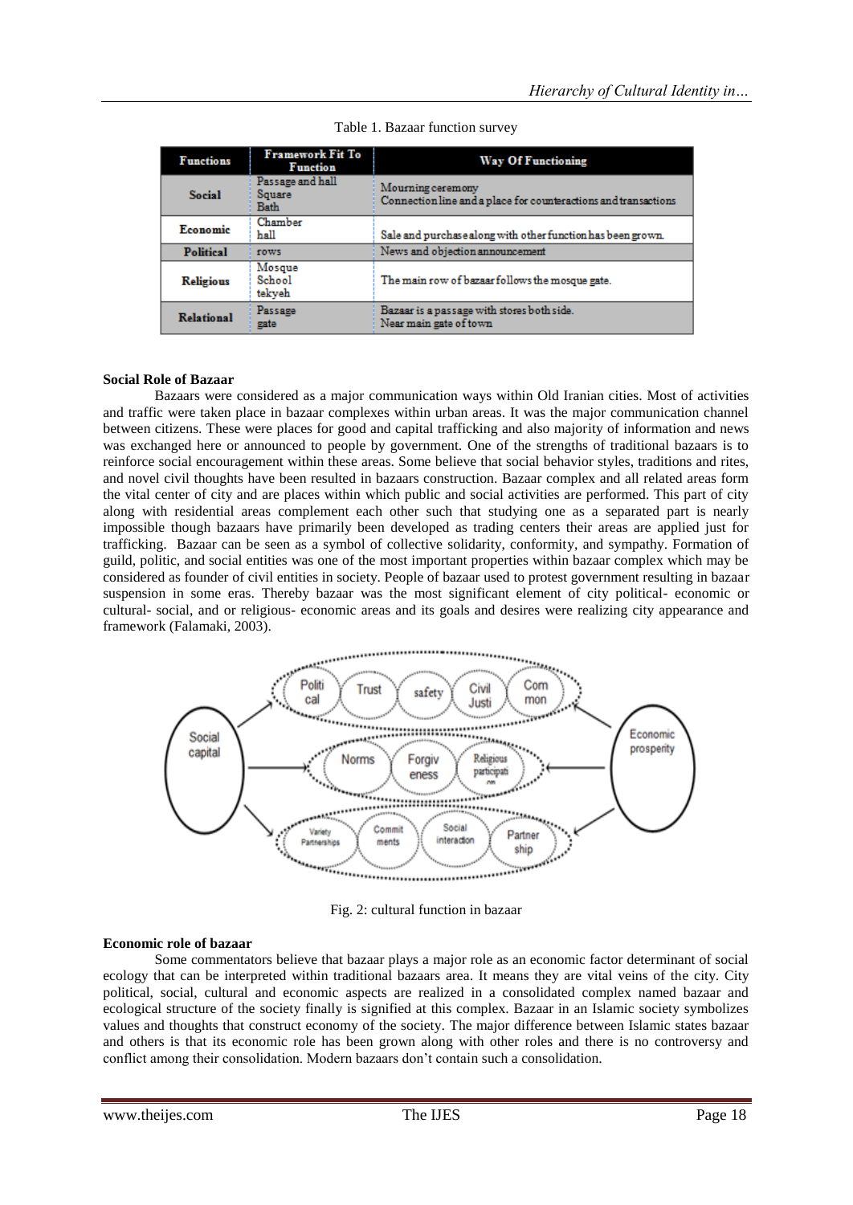Table 1. Bazaar function survey

| Functions | Framework Fit To Function | Way Of Functioning |
|---|---|---|
| Social | Passage and hall<br>Square<br>Bath | Mourning ceremony<br>Connection line and a place for counteractions and transactions |
| Economic | Chamber<br>hall | Sale and purchase along with other function has been grown. |
| Political | rows | News and objection announcement |
| Religious | Mosque<br>School<br>tekyeh | The main row of bazaar follows the mosque gate. |
| Relational | Passage<br>gate | Bazaar is a passage with stores both side.<br>Near main gate of town |

**Social Role of Bazaar**

Bazaars were considered as a major communication ways within Old Iranian cities. Most of activities and traffic were taken place in bazaar complexes within urban areas. It was the major communication channel between citizens. These were places for good and capital trafficking and also majority of information and news was exchanged here or announced to people by government. One of the strengths of traditional bazaars is to reinforce social encouragement within these areas. Some believe that social behavior styles, traditions and rites, and novel civil thoughts have been resulted in bazaars construction. Bazaar complex and all related areas form the vital center of city and are places within which public and social activities are performed. This part of city along with residential areas complement each other such that studying one as a separated part is nearly impossible though bazaars have primarily been developed as trading centers their areas are applied just for trafficking. Bazaar can be seen as a symbol of collective solidarity, conformity, and sympathy. Formation of guild, politic, and social entities was one of the most important properties within bazaar complex which may be considered as founder of civil entities in society. People of bazaar used to protest government resulting in bazaar suspension in some eras. Thereby bazaar was the most significant element of city political- economic or cultural- social, and or religious- economic areas and its goals and desires were realizing city appearance and framework (Falamaki, 2003).

Fig. 2: cultural function in bazaar

**Economic role of bazaar**

Some commentators believe that bazaar plays a major role as an economic factor determinant of social ecology that can be interpreted within traditional bazaars area. It means they are vital veins of the city. City political, social, cultural and economic aspects are realized in a consolidated complex named bazaar and ecological structure of the society finally is signified at this complex. Bazaar in an Islamic society symbolizes values and thoughts that construct economy of the society. The major difference between Islamic states bazaar and others is that its economic role has been grown along with other roles and there is no controversy and conflict among their consolidation. Modern bazaars don't contain such a consolidation.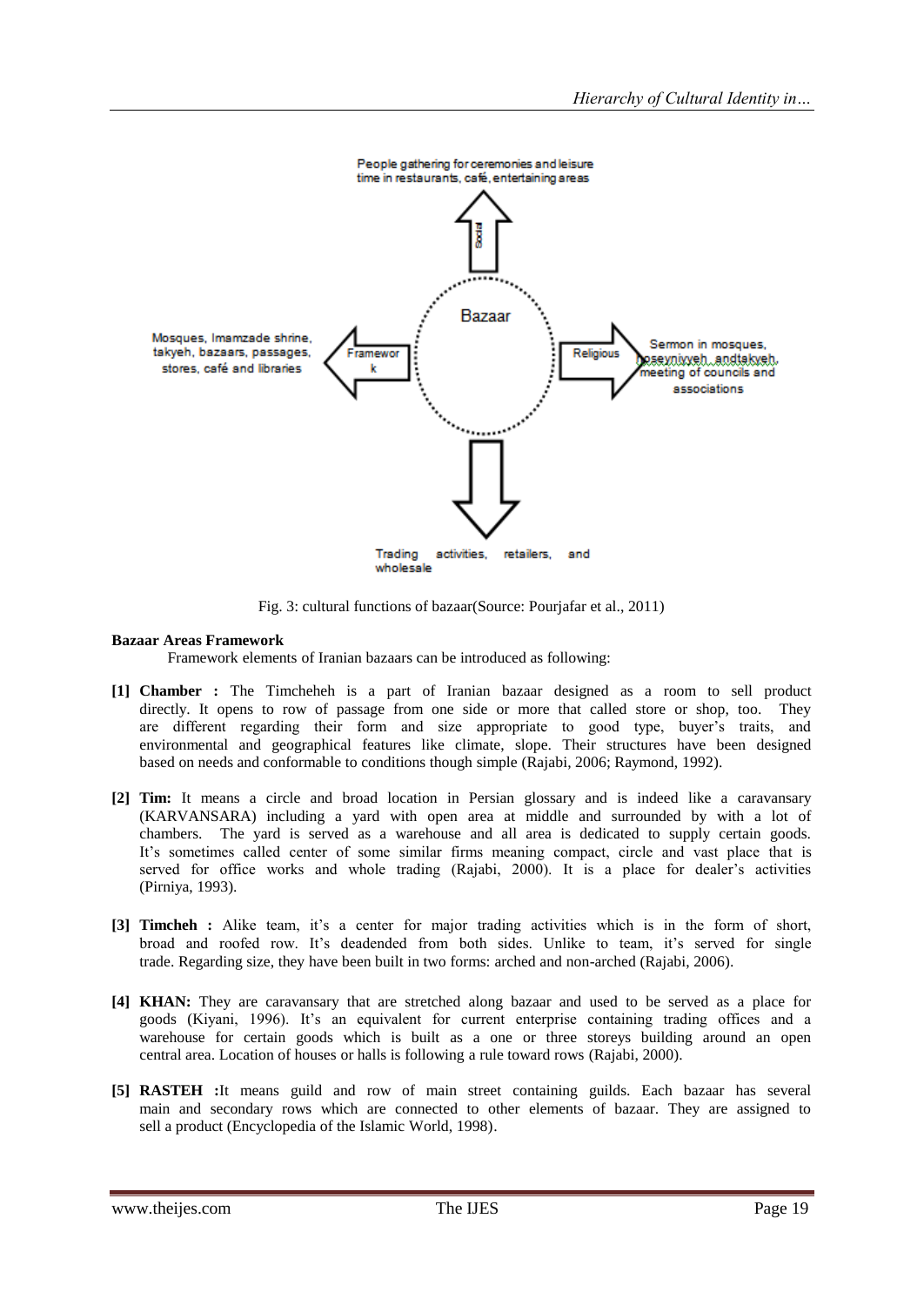People gathering for ceremonies and leisure time in restaurants, café, entertaining areas

Social

Mosques, Imamzade shrine, takyeh, bazaars, passages, stores, café and libraries

Framework

Bazaar

Religious

Sermon in mosques, hoseynivyeh, andtakyeh, meeting of councils and associations

Trading activities, retailers, and wholesale

Fig. 3: cultural functions of bazaar(Source: Pourjafar et al., 2011)

**Bazaar Areas Framework**

Framework elements of Iranian bazaars can be introduced as following:

**[1] Chamber :** The Timcheheh is a part of Iranian bazaar designed as a room to sell product directly. It opens to row of passage from one side or more that called store or shop, too. They are different regarding their form and size appropriate to good type, buyer's traits, and environmental and geographical features like climate, slope. Their structures have been designed based on needs and conformable to conditions though simple (Rajabi, 2006; Raymond, 1992).

**[2] Tim:** It means a circle and broad location in Persian glossary and is indeed like a caravansary (KARVANSARA) including a yard with open area at middle and surrounded by with a lot of chambers. The yard is served as a warehouse and all area is dedicated to supply certain goods. It's sometimes called center of some similar firms meaning compact, circle and vast place that is served for office works and whole trading (Rajabi, 2000). It is a place for dealer's activities (Pirniya, 1993).

**[3] Timcheh :** Alike team, it's a center for major trading activities which is in the form of short, broad and roofed row. It's deadended from both sides. Unlike to team, it's served for single trade. Regarding size, they have been built in two forms: arched and non-arched (Rajabi, 2006).

**[4] KHAN:** They are caravansary that are stretched along bazaar and used to be served as a place for goods (Kiyani, 1996). It's an equivalent for current enterprise containing trading offices and a warehouse for certain goods which is built as a one or three storeys building around an open central area. Location of houses or halls is following a rule toward rows (Rajabi, 2000).

**[5] RASTEH :**It means guild and row of main street containing guilds. Each bazaar has several main and secondary rows which are connected to other elements of bazaar. They are assigned to sell a product (Encyclopedia of the Islamic World, 1998).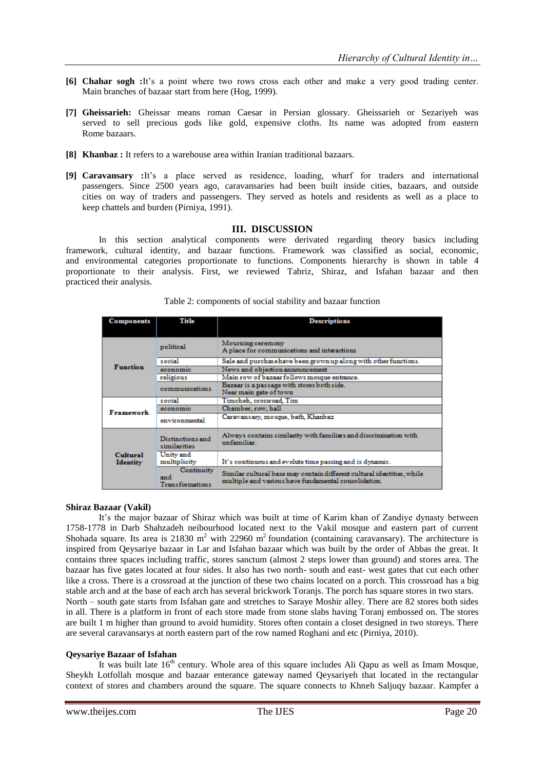**[6] Chahar sogh :** It's a point where two rows cross each other and make a very good trading center. Main branches of bazaar start from here (Hog, 1999).

**[7] Gheissarieh:** Gheissar means roman Caesar in Persian glossary. Gheissarieh or Sezariyeh was served to sell precious gods like gold, expensive cloths. Its name was adopted from eastern Rome bazaars.

**[8] Khanbaz :** It refers to a warehouse area within Iranian traditional bazaars.

**[9] Caravansary :** It's a place served as residence, loading, wharf for traders and international passengers. Since 2500 years ago, caravansaries had been built inside cities, bazaars, and outside cities on way of traders and passengers. They served as hotels and residents as well as a place to keep chattels and burden (Pirniya, 1991).

## III. DISCUSSION

In this section analytical components were derivated regarding theory basics including framework, cultural identity, and bazaar functions. Framework was classified as social, economic, and environmental categories proportionate to functions. Components hierarchy is shown in table 4 proportionate to their analysis. First, we reviewed Tabriz, Shiraz, and Isfahan bazaar and then practiced their analysis.

Table 2: components of social stability and bazaar function

| Components | Title | Descriptions |
|---|---|---|
| Function | political | Mourning ceremony<br>A place for communications and interactions |
| | social | Sale and purchase have been grown up along with other functions. |
| | economic | News and objection announcement |
| | religious | Main row of bazaar follows mosque entrance. |
| | communications | Bazaar is a passage with stores both side.<br>Near main gate of town |
| Framework | social | Timcheh, crossroad, Tim |
| | economic | Chamber, row, hall |
| | environmental | Caravansary, mosque, bath, Khanbaz |
| Cultural Identity | Distinctions and similarities | Always contains similarity with familiars and discrimination with unfamiliar. |
| | Unity and multiplicity | It's continuous and evolute time passing and is dynamic. |
| | Continuity and Transformations | Similar cultural base may contain different cultural identities, while multiple and various have fundamental consolidation. |

### Shiraz Bazaar (Vakil)

It's the major bazaar of Shiraz which was built at time of Karim khan of Zandiye dynasty between 1758-1778 in Darb Shahzadeh neibourhood located next to the Vakil mosque and eastern part of current Shohada square. Its area is 21830 $m^2$ with 22960 $m^2$ foundation (containing caravansary). The architecture is inspired from Qeysariye bazaar in Lar and Isfahan bazaar which was built by the order of Abbas the great. It contains three spaces including traffic, stores sanctum (almost 2 steps lower than ground) and stores area. The bazaar has five gates located at four sides. It also has two north- south and east- west gates that cut each other like a cross. There is a crossroad at the junction of these two chains located on a porch. This crossroad has a big stable arch and at the base of each arch has several brickwork Toranjs. The porch has square stores in two stars. North – south gate starts from Isfahan gate and stretches to Saraye Moshir alley. There are 82 stores both sides in all. There is a platform in front of each store made from stone slabs having Toranj embossed on. The stores are built 1 m higher than ground to avoid humidity. Stores often contain a closet designed in two storeys. There are several caravansarys at north eastern part of the row named Roghani and etc (Pirniya, 2010).

### Qeysariye Bazaar of Isfahan

It was built late 16th century. Whole area of this square includes Ali Qapu as well as Imam Mosque, Sheykh Lotfollah mosque and bazaar enterance gateway named Qeysariyeh that located in the rectangular context of stores and chambers around the square. The square connects to Khneh Saljuqy bazaar. Kampfer a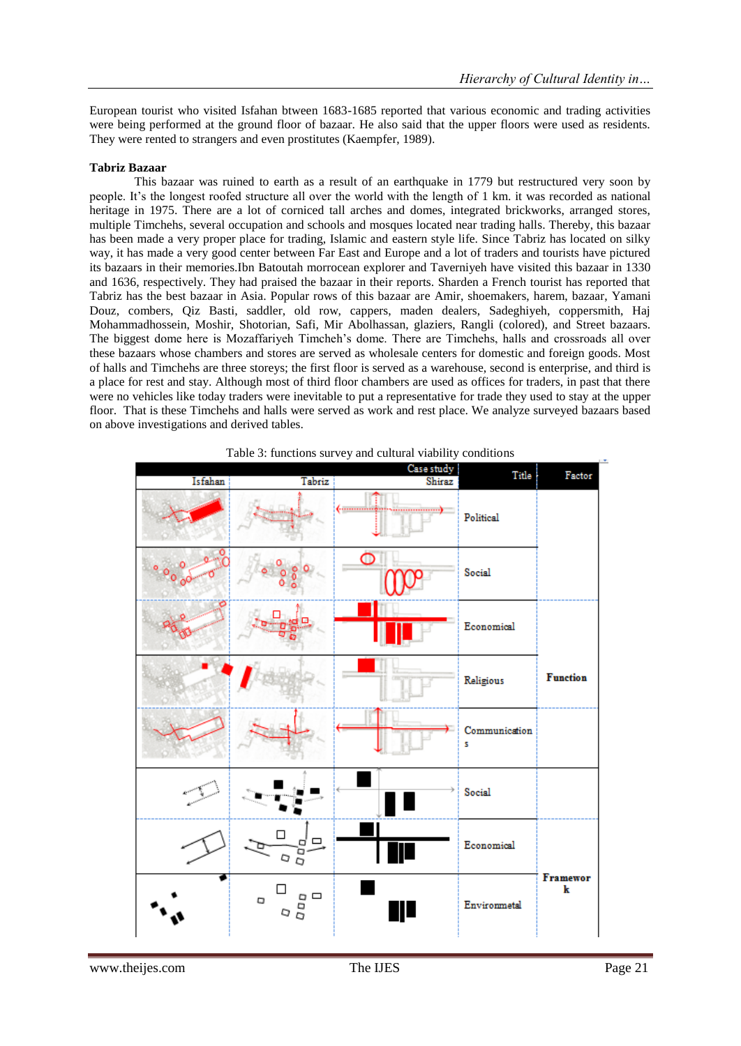European tourist who visited Isfahan btween 1683-1685 reported that various economic and trading activities were being performed at the ground floor of bazaar. He also said that the upper floors were used as residents. They were rented to strangers and even prostitutes (Kaempfer, 1989).

**Tabriz Bazaar**

This bazaar was ruined to earth as a result of an earthquake in 1779 but restructured very soon by people. It's the longest roofed structure all over the world with the length of 1 km. it was recorded as national heritage in 1975. There are a lot of corniced tall arches and domes, integrated brickworks, arranged stores, multiple Timchehs, several occupation and schools and mosques located near trading halls. Thereby, this bazaar has been made a very proper place for trading, Islamic and eastern style life. Since Tabriz has located on silky way, it has made a very good center between Far East and Europe and a lot of traders and tourists have pictured its bazaars in their memories.Ibn Batoutah morrocean explorer and Taverniyeh have visited this bazaar in 1330 and 1636, respectively. They had praised the bazaar in their reports. Sharden a French tourist has reported that Tabriz has the best bazaar in Asia. Popular rows of this bazaar are Amir, shoemakers, harem, bazaar, Yamani Douz, combers, Qiz Basti, saddler, old row, cappers, maden dealers, Sadeghiyeh, coppersmith, Haj Mohammadhossein, Moshir, Shotorian, Safi, Mir Abolhassan, glaziers, Rangli (colored), and Street bazaars. The biggest dome here is Mozaffariyeh Timcheh's dome. There are Timchehs, halls and crossroads all over these bazaars whose chambers and stores are served as wholesale centers for domestic and foreign goods. Most of halls and Timchehs are three storeys; the first floor is served as a warehouse, second is enterprise, and third is a place for rest and stay. Although most of third floor chambers are used as offices for traders, in past that there were no vehicles like today traders were inevitable to put a representative for trade they used to stay at the upper floor. That is these Timchehs and halls were served as work and rest place. We analyze surveyed bazaars based on above investigations and derived tables.

Table 3: functions survey and cultural viability conditions

| Isfahan | Tabriz | Shiraz | Title | Factor |
|---|---|---|---|---|
| | | | Political | Function |
| | | | Social | |
| | | | Economical | |
| | | | Religious | |
| | | | Communications | |
| | | | Social | Framework |
| | | | Economical | |
| | | | Environmetal | |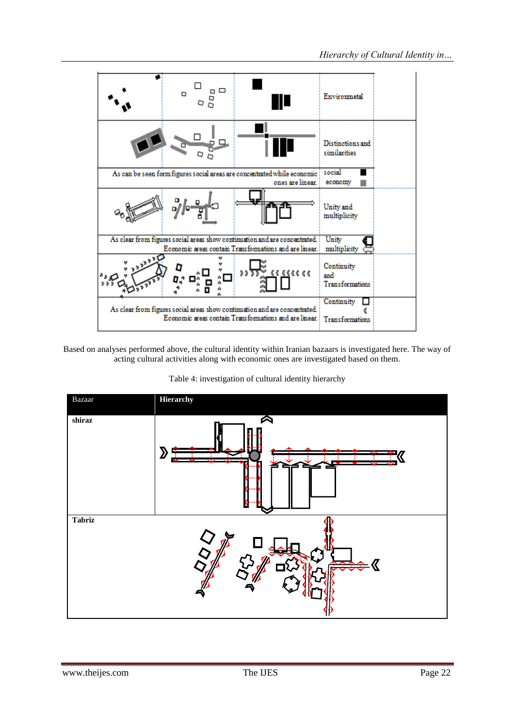|  |  |  | Environmetal |
|---|---|---|---|
|  |  |  | Distinctions and similarities |
| As can be seen form figures social areas are concentrated while economic ones are linear. | | | social ■ economy ■ |
|  |  |  | Unity and multiplicity |
| As clear from figures social areas show continuation and are concentrated. Economic areas contain Transformations and are linear. | | | Unity multiplicity |
|  |  |  | Continuity and Transformations |
| As clear from figures social areas show continuation and are concentrated. Economic areas contain Transformations and are linear. | | | Continuity Transformations |

Based on analyses performed above, the cultural identity within Iranian bazaars is investigated here. The way of acting cultural activities along with economic ones are investigated based on them.

Table 4: investigation of cultural identity hierarchy

| Bazaar | **Hierarchy** |
|---|---|
| **shiraz** |  |
| **Tabriz** |  |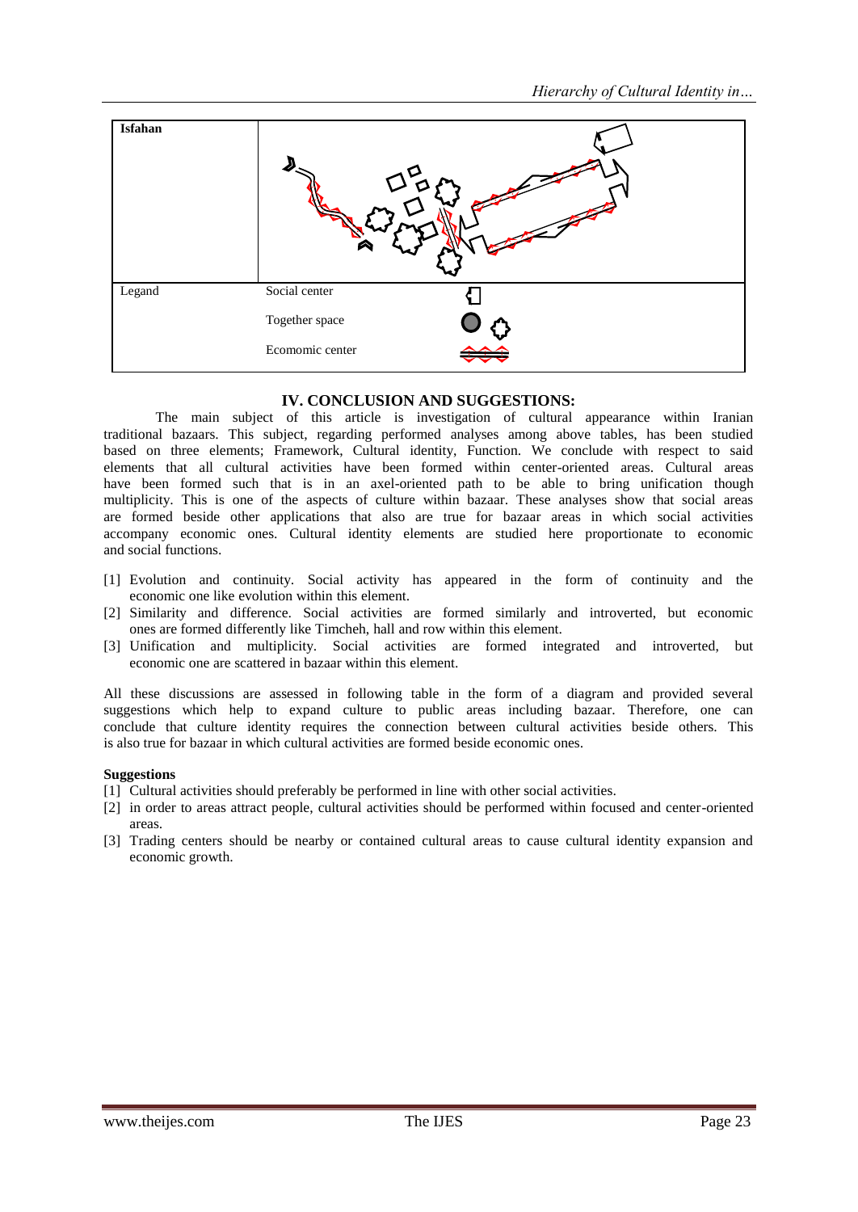| Isfahan | | |
|---|---|---|
| Legand | Social center | |
| | Together space | |
| | Ecomomic center | |

## IV. CONCLUSION AND SUGGESTIONS:

The main subject of this article is investigation of cultural appearance within Iranian traditional bazaars. This subject, regarding performed analyses among above tables, has been studied based on three elements; Framework, Cultural identity, Function. We conclude with respect to said elements that all cultural activities have been formed within center-oriented areas. Cultural areas have been formed such that is in an axel-oriented path to be able to bring unification though multiplicity. This is one of the aspects of culture within bazaar. These analyses show that social areas are formed beside other applications that also are true for bazaar areas in which social activities accompany economic ones. Cultural identity elements are studied here proportionate to economic and social functions.

[1] Evolution and continuity. Social activity has appeared in the form of continuity and the economic one like evolution within this element.
[2] Similarity and difference. Social activities are formed similarly and introverted, but economic ones are formed differently like Timcheh, hall and row within this element.
[3] Unification and multiplicity. Social activities are formed integrated and introverted, but economic one are scattered in bazaar within this element.

All these discussions are assessed in following table in the form of a diagram and provided several suggestions which help to expand culture to public areas including bazaar. Therefore, one can conclude that culture identity requires the connection between cultural activities beside others. This is also true for bazaar in which cultural activities are formed beside economic ones.

**Suggestions**

[1] Cultural activities should preferably be performed in line with other social activities.
[2] in order to areas attract people, cultural activities should be performed within focused and center-oriented areas.
[3] Trading centers should be nearby or contained cultural areas to cause cultural identity expansion and economic growth.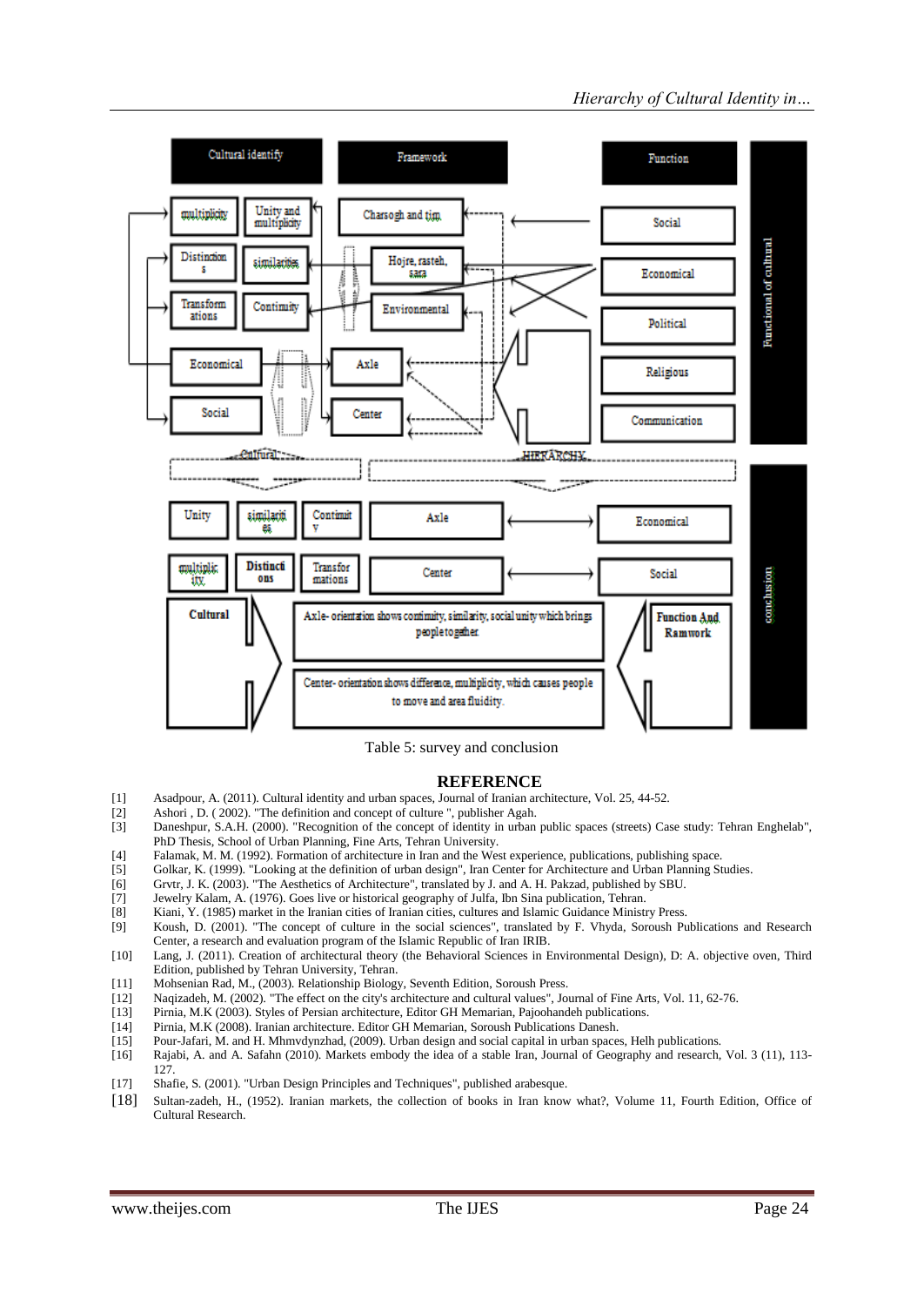Cultural identify

Framework

Function

multiplicity

Unity and multiplicity

Charsogh and tim

Social

Distinctions

similarities

Hojre, rasteh, sara

Economical

Transformations

Continuity

Environmental

Political

Economical

Axle

Religious

Social

Center

Communication

Functional of cultural

Cultural

HIERARCHY

Unity

similarities

Continuity

Axle

Economical

multiplicity

Distinctions

Transformations

Center

Social

conclusion

Cultural

Axle- orientation shows continuity, similarity, social unity which brings people together.

Center- orientation shows difference, multiplicity, which causes people to move and area fluidity.

Function And Ramwork

Table 5: survey and conclusion

## REFERENCE

[1] Asadpour, A. (2011). Cultural identity and urban spaces, Journal of Iranian architecture, Vol. 25, 44-52.
[2] Ashori , D. ( 2002). "The definition and concept of culture ", publisher Agah.
[3] Daneshpur, S.A.H. (2000). "Recognition of the concept of identity in urban public spaces (streets) Case study: Tehran Enghelab", PhD Thesis, School of Urban Planning, Fine Arts, Tehran University.
[4] Falamak, M. M. (1992). Formation of architecture in Iran and the West experience, publications, publishing space.
[5] Golkar, K. (1999). "Looking at the definition of urban design", Iran Center for Architecture and Urban Planning Studies.
[6] Grvtr, J. K. (2003). "The Aesthetics of Architecture", translated by J. and A. H. Pakzad, published by SBU.
[7] Jewelry Kalam, A. (1976). Goes live or historical geography of Julfa, Ibn Sina publication, Tehran.
[8] Kiani, Y. (1985) market in the Iranian cities of Iranian cities, cultures and Islamic Guidance Ministry Press.
[9] Koush, D. (2001). "The concept of culture in the social sciences", translated by F. Vhyda, Sorosh Publications and Research Center, a research and evaluation program of the Islamic Republic of Iran IRIB.
[10] Lang, J. (2011). Creation of architectural theory (the Behavioral Sciences in Environmental Design), D: A. objective oven, Third Edition, published by Tehran University, Tehran.
[11] Mohsenian Rad, M., (2003). Relationship Biology, Seventh Edition, Soroush Press.
[12] Naqizadeh, M. (2002). "The effect on the city's architecture and cultural values", Journal of Fine Arts, Vol. 11, 62-76.
[13] Pirnia, M.K (2003). Styles of Persian architecture, Editor GH Memarian, Pajoohandeh publications.
[14] Pirnia, M.K (2008). Iranian architecture. Editor GH Memarian, Soroush Publications Danesh.
[15] Pour-Jafari, M. and H. Mhmvdynzhad, (2009). Urban design and social capital in urban spaces, Helh publications.
[16] Rajabi, A. and A. Safahn (2010). Markets embody the idea of a stable Iran, Journal of Geography and research, Vol. 3 (11), 113-127.
[17] Shafie, S. (2001). "Urban Design Principles and Techniques", published arabesque.
[18] Sultan-zadeh, H., (1952). Iranian markets, the collection of books in Iran know what?, Volume 11, Fourth Edition, Office of Cultural Research.